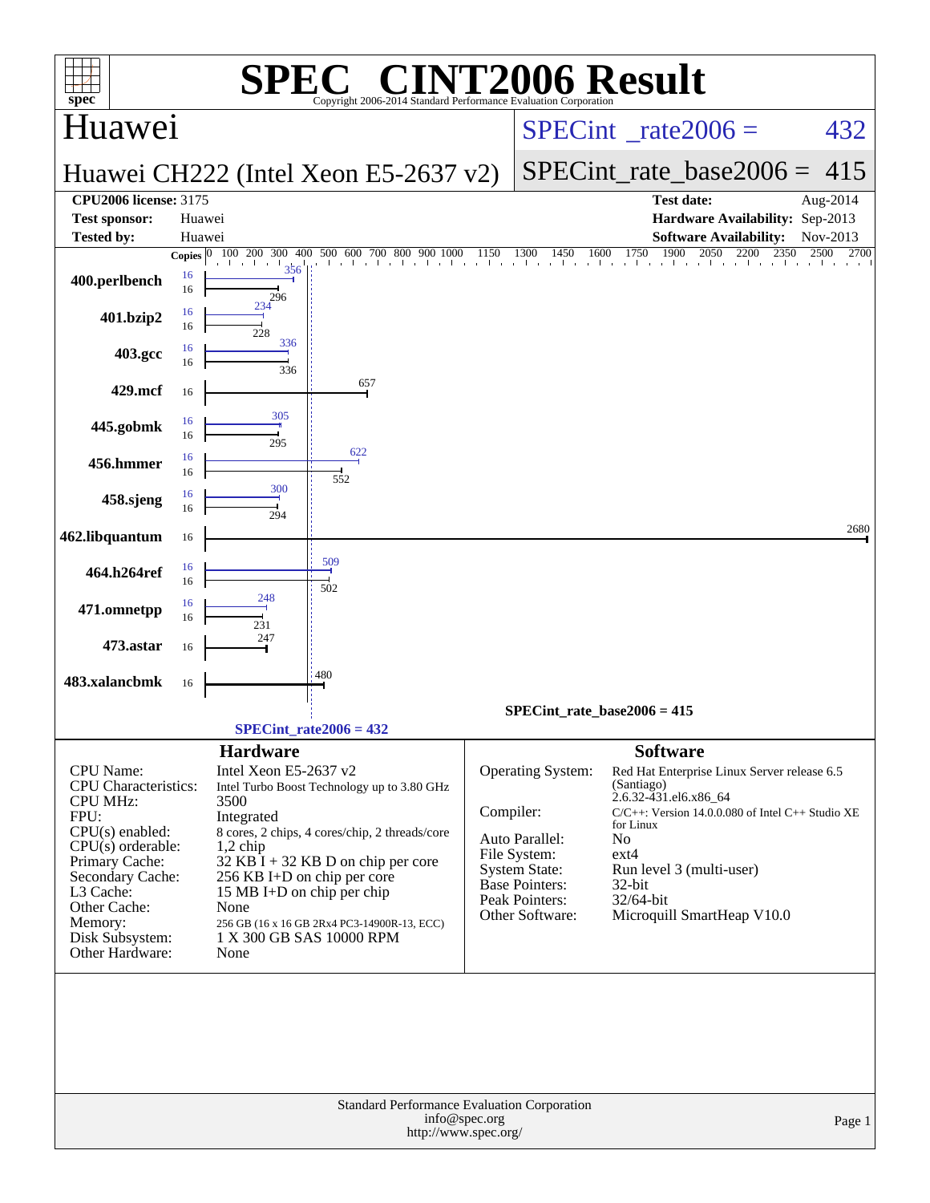# SPEC® CINT2006 Result

Copyright 2006-2014 Standard Performance Evaluation Corporation

## Huawei

**Huawei CH222 (Intel Xeon E5-2637 v2)**

SPECint_rate2006 = 432

SPECint_rate_base2006 = 415

| | | | |
|---|---|---|---|
| **CPU2006 license:** 3175 | | **Test date:** | Aug-2014 |
| **Test sponsor:** | Huawei | **Hardware Availability:** | Sep-2013 |
| **Tested by:** | Huawei | **Software Availability:** | Nov-2013 |

| Benchmark | Copies (peak) | Peak | Copies (base) | Base |
|---|---|---|---|---|
| 400.perlbench | 16 | 356 | 16 | 296 |
| 401.bzip2 | 16 | 234 | 16 | 228 |
| 403.gcc | 16 | 336 | 16 | 336 |
| 429.mcf | | | 16 | 657 |
| 445.gobmk | 16 | 305 | 16 | 295 |
| 456.hmmer | 16 | 622 | 16 | 552 |
| 458.sjeng | 16 | 300 | 16 | 294 |
| 462.libquantum | | | 16 | 2680 |
| 464.h264ref | 16 | 509 | 16 | 502 |
| 471.omnetpp | 16 | 248 | 16 | 231 |
| 473.astar | | | 16 | 247 |
| 483.xalancbmk | | | 16 | 480 |

SPECint_rate_base2006 = 415

SPECint_rate2006 = 432

### Hardware

| | |
|---|---|
| CPU Name: | Intel Xeon E5-2637 v2 |
| CPU Characteristics: | Intel Turbo Boost Technology up to 3.80 GHz |
| CPU MHz: | 3500 |
| FPU: | Integrated |
| CPU(s) enabled: | 8 cores, 2 chips, 4 cores/chip, 2 threads/core |
| CPU(s) orderable: | 1,2 chip |
| Primary Cache: | 32 KB I + 32 KB D on chip per core |
| Secondary Cache: | 256 KB I+D on chip per core |
| L3 Cache: | 15 MB I+D on chip per chip |
| Other Cache: | None |
| Memory: | 256 GB (16 x 16 GB 2Rx4 PC3-14900R-13, ECC) |
| Disk Subsystem: | 1 X 300 GB SAS 10000 RPM |
| Other Hardware: | None |

### Software

| | |
|---|---|
| Operating System: | Red Hat Enterprise Linux Server release 6.5 (Santiago) 2.6.32-431.el6.x86_64 |
| Compiler: | C/C++: Version 14.0.0.080 of Intel C++ Studio XE for Linux |
| Auto Parallel: | No |
| File System: | ext4 |
| System State: | Run level 3 (multi-user) |
| Base Pointers: | 32-bit |
| Peak Pointers: | 32/64-bit |
| Other Software: | Microquill SmartHeap V10.0 |

Standard Performance Evaluation Corporation
info@spec.org
http://www.spec.org/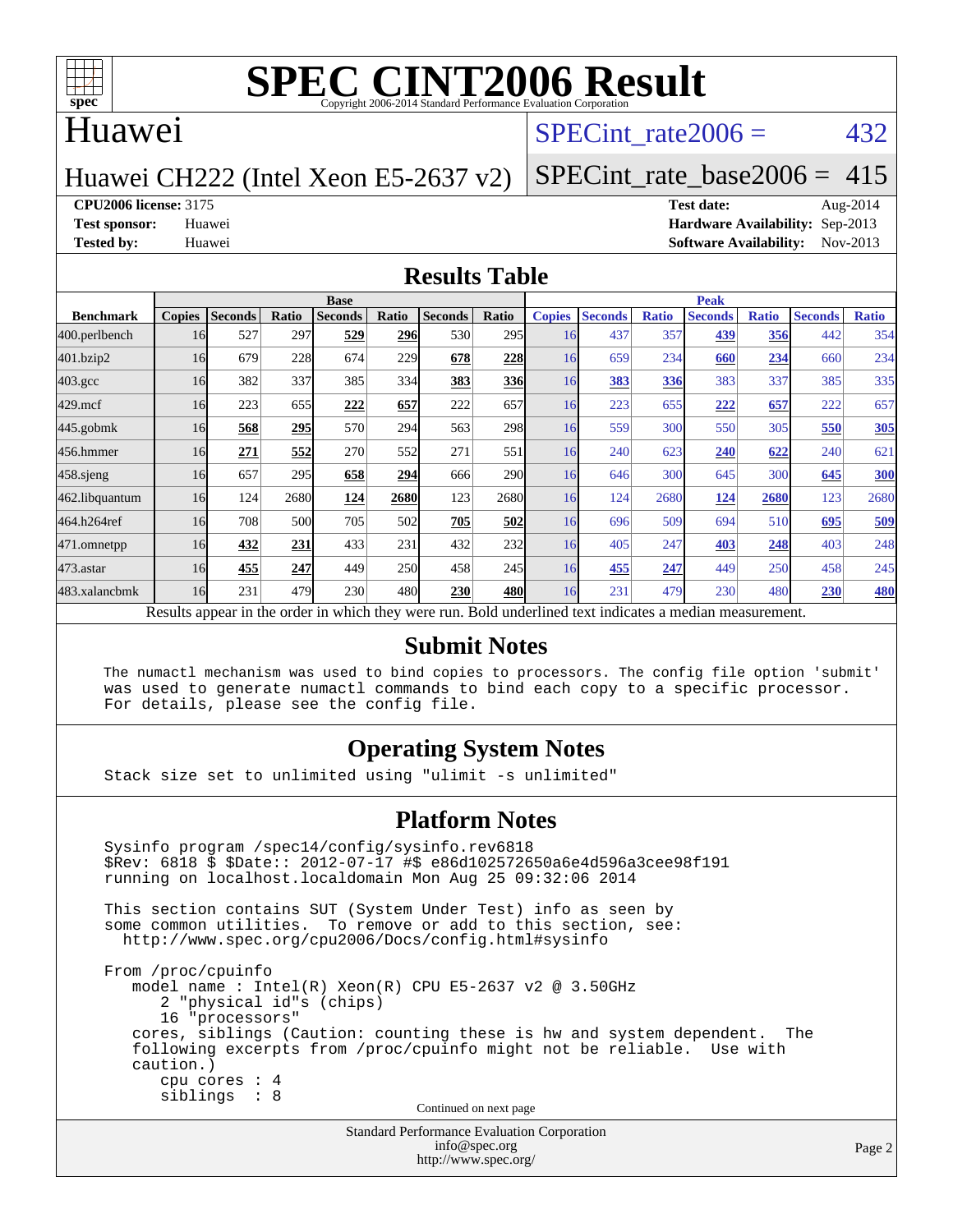# SPEC CINT2006 Result

Copyright 2006-2014 Standard Performance Evaluation Corporation

## Huawei

Huawei CH222 (Intel Xeon E5-2637 v2)

SPECint_rate2006 = 432

SPECint_rate_base2006 = 415

**CPU2006 license:** 3175
**Test sponsor:** Huawei
**Tested by:** Huawei

**Test date:** Aug-2014
**Hardware Availability:** Sep-2013
**Software Availability:** Nov-2013

## Results Table

| Benchmark | Base | | | | | | | Peak | | | | | | |
|---|---|---|---|---|---|---|---|---|---|---|---|---|---|---|
| | Copies | Seconds | Ratio | Seconds | Ratio | Seconds | Ratio | Copies | Seconds | Ratio | Seconds | Ratio | Seconds | Ratio |
| 400.perlbench | 16 | 527 | 297 | **529** | **296** | 530 | 295 | 16 | 437 | 357 | **439** | **356** | 442 | 354 |
| 401.bzip2 | 16 | 679 | 228 | 674 | 229 | **678** | **228** | 16 | 659 | 234 | **660** | **234** | 660 | 234 |
| 403.gcc | 16 | 382 | 337 | 385 | 334 | **383** | **336** | 16 | **383** | **336** | 383 | 337 | 385 | 335 |
| 429.mcf | 16 | 223 | 655 | **222** | **657** | 222 | 657 | 16 | 223 | 655 | **222** | **657** | 222 | 657 |
| 445.gobmk | 16 | **568** | **295** | 570 | 294 | 563 | 298 | 16 | 559 | 300 | 550 | 305 | **550** | **305** |
| 456.hmmer | 16 | **271** | **552** | 270 | 552 | 271 | 551 | 16 | 240 | 623 | **240** | **622** | 240 | 621 |
| 458.sjeng | 16 | 657 | 295 | **658** | **294** | 666 | 290 | 16 | 646 | 300 | 645 | 300 | **645** | **300** |
| 462.libquantum | 16 | 124 | 2680 | **124** | **2680** | 123 | 2680 | 16 | 124 | 2680 | **124** | **2680** | 123 | 2680 |
| 464.h264ref | 16 | 708 | 500 | 705 | 502 | **705** | **502** | 16 | 696 | 509 | 694 | 510 | **695** | **509** |
| 471.omnetpp | 16 | **432** | **231** | 433 | 231 | 432 | 232 | 16 | 405 | 247 | **403** | **248** | 403 | 248 |
| 473.astar | 16 | **455** | **247** | 449 | 250 | 458 | 245 | 16 | **455** | **247** | 449 | 250 | 458 | 245 |
| 483.xalancbmk | 16 | 231 | 479 | 230 | 480 | **230** | **480** | 16 | 231 | 479 | 230 | 480 | **230** | **480** |

Results appear in the order in which they were run. Bold underlined text indicates a median measurement.

## Submit Notes

```
The numactl mechanism was used to bind copies to processors. The config file option 'submit'
was used to generate numactl commands to bind each copy to a specific processor.
For details, please see the config file.
```

## Operating System Notes

```
Stack size set to unlimited using "ulimit -s unlimited"
```

## Platform Notes

```
Sysinfo program /spec14/config/sysinfo.rev6818
$Rev: 6818 $ $Date:: 2012-07-17 #$ e86d102572650a6e4d596a3cee98f191
running on localhost.localdomain Mon Aug 25 09:32:06 2014

This section contains SUT (System Under Test) info as seen by
some common utilities.  To remove or add to this section, see:
  http://www.spec.org/cpu2006/Docs/config.html#sysinfo

From /proc/cpuinfo
   model name : Intel(R) Xeon(R) CPU E5-2637 v2 @ 3.50GHz
      2 "physical id"s (chips)
      16 "processors"
   cores, siblings (Caution: counting these is hw and system dependent.  The
   following excerpts from /proc/cpuinfo might not be reliable.  Use with
   caution.)
      cpu cores : 4
      siblings  : 8
```

Continued on next page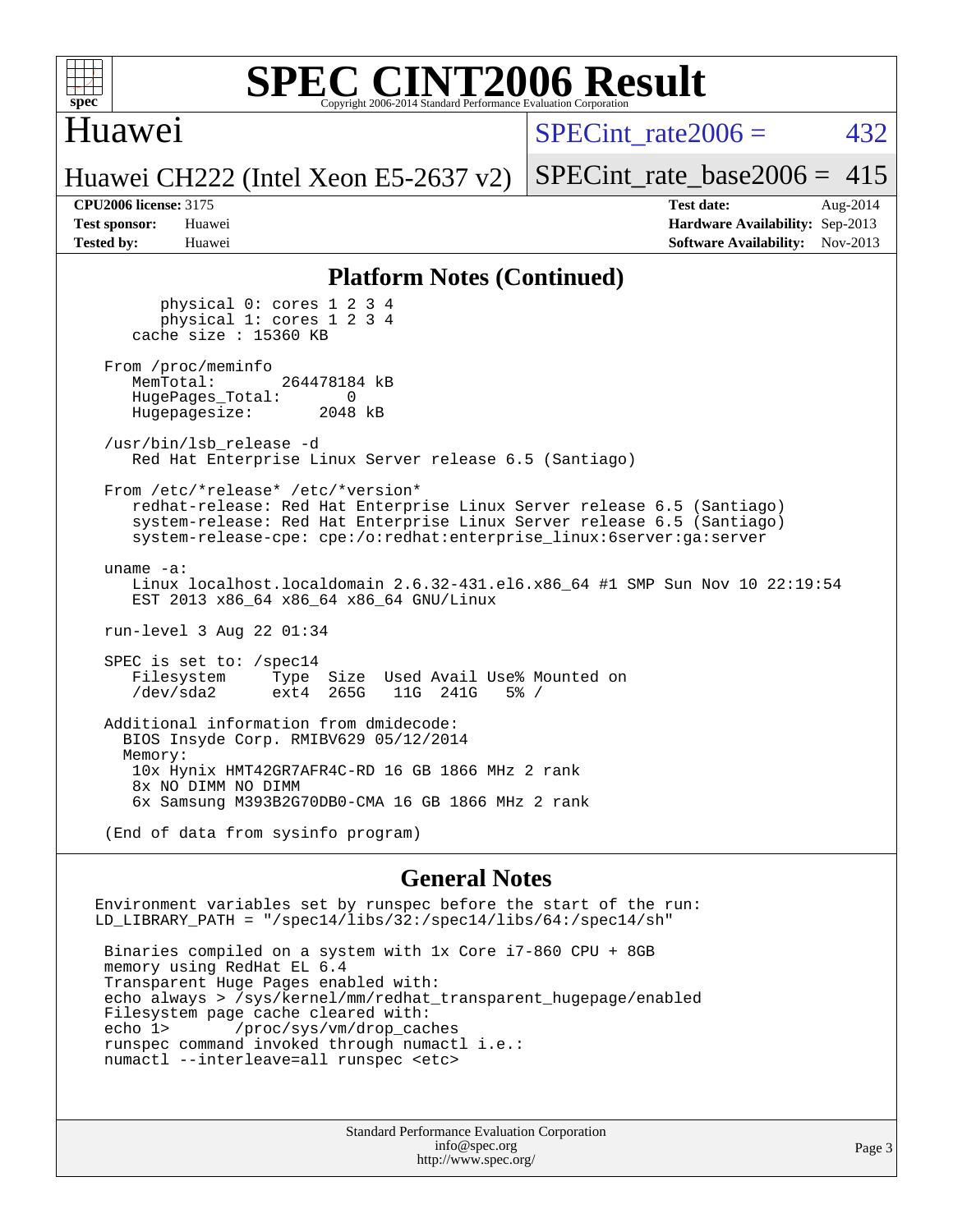# SPEC CINT2006 Result

Copyright 2006-2014 Standard Performance Evaluation Corporation

**Huawei**

**Huawei CH222 (Intel Xeon E5-2637 v2)**

SPECint_rate2006 = 432

SPECint_rate_base2006 = 415

| | | | |
|---|---|---|---|
| **CPU2006 license:** 3175 | | **Test date:** | Aug-2014 |
| **Test sponsor:** | Huawei | **Hardware Availability:** | Sep-2013 |
| **Tested by:** | Huawei | **Software Availability:** | Nov-2013 |

## Platform Notes (Continued)

```
        physical 0: cores 1 2 3 4
        physical 1: cores 1 2 3 4
     cache size : 15360 KB

  From /proc/meminfo
     MemTotal:       264478184 kB
     HugePages_Total:       0
     Hugepagesize:       2048 kB

  /usr/bin/lsb_release -d
     Red Hat Enterprise Linux Server release 6.5 (Santiago)

  From /etc/*release* /etc/*version*
     redhat-release: Red Hat Enterprise Linux Server release 6.5 (Santiago)
     system-release: Red Hat Enterprise Linux Server release 6.5 (Santiago)
     system-release-cpe: cpe:/o:redhat:enterprise_linux:6server:ga:server

  uname -a:
     Linux localhost.localdomain 2.6.32-431.el6.x86_64 #1 SMP Sun Nov 10 22:19:54
     EST 2013 x86_64 x86_64 x86_64 GNU/Linux

  run-level 3 Aug 22 01:34

  SPEC is set to: /spec14
     Filesystem     Type  Size  Used Avail Use% Mounted on
     /dev/sda2      ext4  265G   11G  241G   5% /

  Additional information from dmidecode:
    BIOS Insyde Corp. RMIBV629 05/12/2014
    Memory:
     10x Hynix HMT42GR7AFR4C-RD 16 GB 1866 MHz 2 rank
     8x NO DIMM NO DIMM
     6x Samsung M393B2G70DB0-CMA 16 GB 1866 MHz 2 rank

  (End of data from sysinfo program)
```

## General Notes

```
Environment variables set by runspec before the start of the run:
LD_LIBRARY_PATH = "/spec14/libs/32:/spec14/libs/64:/spec14/sh"

 Binaries compiled on a system with 1x Core i7-860 CPU + 8GB
 memory using RedHat EL 6.4
 Transparent Huge Pages enabled with:
 echo always > /sys/kernel/mm/redhat_transparent_hugepage/enabled
 Filesystem page cache cleared with:
 echo 1>       /proc/sys/vm/drop_caches
 runspec command invoked through numactl i.e.:
 numactl --interleave=all runspec <etc>
```

Standard Performance Evaluation Corporation
info@spec.org
http://www.spec.org/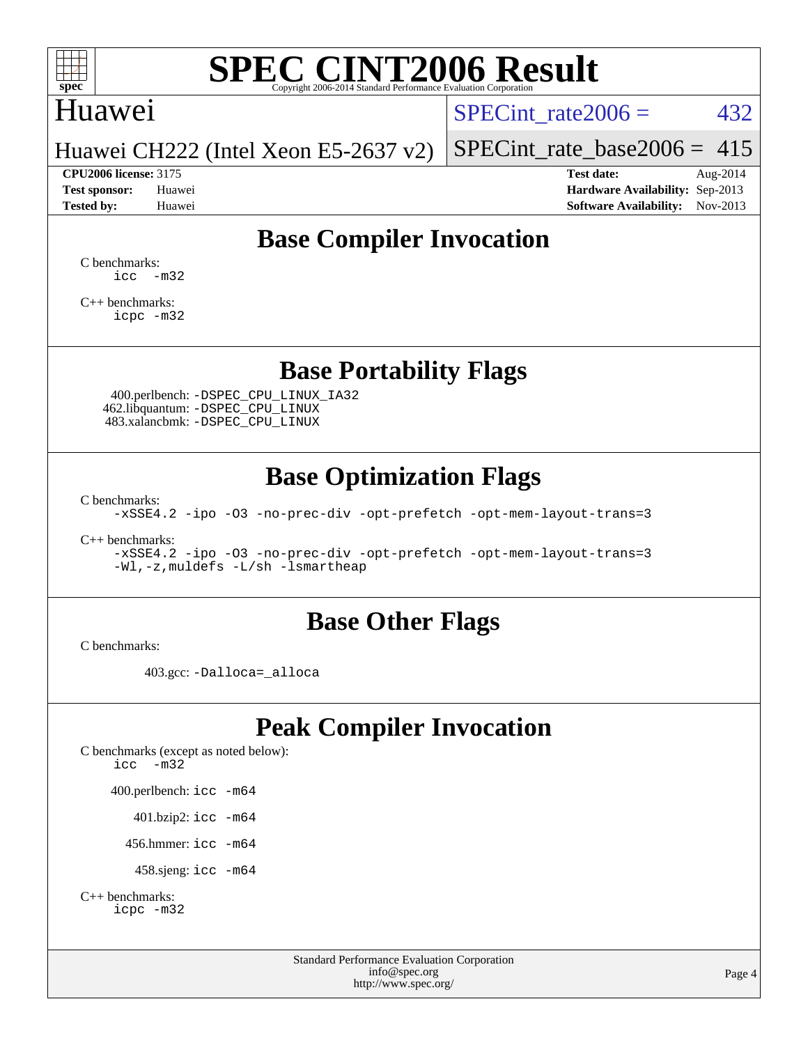# SPEC CINT2006 Result

Copyright 2006-2014 Standard Performance Evaluation Corporation

Huawei

Huawei CH222 (Intel Xeon E5-2637 v2)

SPECint_rate2006 = 432

SPECint_rate_base2006 = 415

**CPU2006 license:** 3175
**Test sponsor:** Huawei
**Tested by:** Huawei

**Test date:** Aug-2014
**Hardware Availability:** Sep-2013
**Software Availability:** Nov-2013

## Base Compiler Invocation

C benchmarks:
```
icc  -m32
```

C++ benchmarks:
```
icpc -m32
```

## Base Portability Flags

400.perlbench: `-DSPEC_CPU_LINUX_IA32`
462.libquantum: `-DSPEC_CPU_LINUX`
483.xalancbmk: `-DSPEC_CPU_LINUX`

## Base Optimization Flags

C benchmarks:
```
-xSSE4.2 -ipo -O3 -no-prec-div -opt-prefetch -opt-mem-layout-trans=3
```

C++ benchmarks:
```
-xSSE4.2 -ipo -O3 -no-prec-div -opt-prefetch -opt-mem-layout-trans=3
-Wl,-z,muldefs -L/sh -lsmartheap
```

## Base Other Flags

C benchmarks:

403.gcc: `-Dalloca=_alloca`

## Peak Compiler Invocation

C benchmarks (except as noted below):
```
icc  -m32
```

400.perlbench: `icc -m64`

401.bzip2: `icc -m64`

456.hmmer: `icc -m64`

458.sjeng: `icc -m64`

C++ benchmarks:
```
icpc -m32
```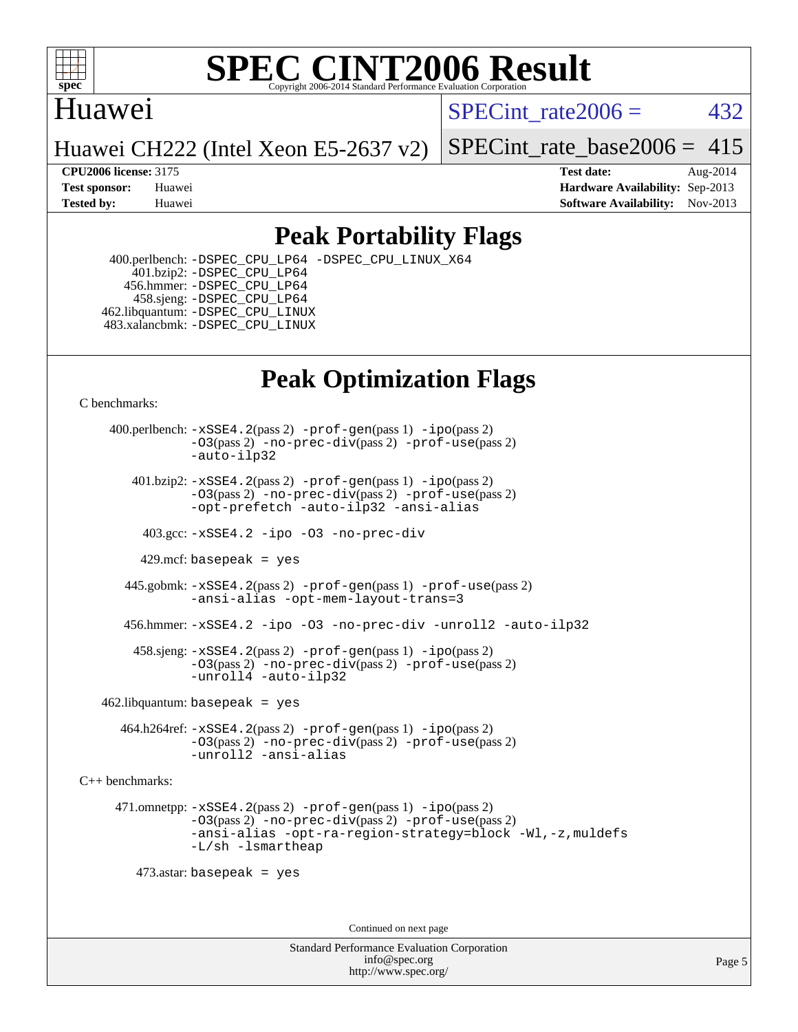# SPEC CINT2006 Result

Copyright 2006-2014 Standard Performance Evaluation Corporation

**Huawei**

Huawei CH222 (Intel Xeon E5-2637 v2)

SPECint_rate2006 = 432

SPECint_rate_base2006 = 415

**CPU2006 license:** 3175 | **Test date:** Aug-2014
**Test sponsor:** Huawei | **Hardware Availability:** Sep-2013
**Tested by:** Huawei | **Software Availability:** Nov-2013

## Peak Portability Flags

400.perlbench: -DSPEC_CPU_LP64 -DSPEC_CPU_LINUX_X64
401.bzip2: -DSPEC_CPU_LP64
456.hmmer: -DSPEC_CPU_LP64
458.sjeng: -DSPEC_CPU_LP64
462.libquantum: -DSPEC_CPU_LINUX
483.xalancbmk: -DSPEC_CPU_LINUX

## Peak Optimization Flags

C benchmarks:

400.perlbench: -xSSE4.2(pass 2) -prof-gen(pass 1) -ipo(pass 2) -O3(pass 2) -no-prec-div(pass 2) -prof-use(pass 2) -auto-ilp32

401.bzip2: -xSSE4.2(pass 2) -prof-gen(pass 1) -ipo(pass 2) -O3(pass 2) -no-prec-div(pass 2) -prof-use(pass 2) -opt-prefetch -auto-ilp32 -ansi-alias

403.gcc: -xSSE4.2 -ipo -O3 -no-prec-div

429.mcf: basepeak = yes

445.gobmk: -xSSE4.2(pass 2) -prof-gen(pass 1) -prof-use(pass 2) -ansi-alias -opt-mem-layout-trans=3

456.hmmer: -xSSE4.2 -ipo -O3 -no-prec-div -unroll2 -auto-ilp32

458.sjeng: -xSSE4.2(pass 2) -prof-gen(pass 1) -ipo(pass 2) -O3(pass 2) -no-prec-div(pass 2) -prof-use(pass 2) -unroll4 -auto-ilp32

462.libquantum: basepeak = yes

464.h264ref: -xSSE4.2(pass 2) -prof-gen(pass 1) -ipo(pass 2) -O3(pass 2) -no-prec-div(pass 2) -prof-use(pass 2) -unroll2 -ansi-alias

C++ benchmarks:

471.omnetpp: -xSSE4.2(pass 2) -prof-gen(pass 1) -ipo(pass 2) -O3(pass 2) -no-prec-div(pass 2) -prof-use(pass 2) -ansi-alias -opt-ra-region-strategy=block -Wl,-z,muldefs -L/sh -lsmartheap

473.astar: basepeak = yes

Continued on next page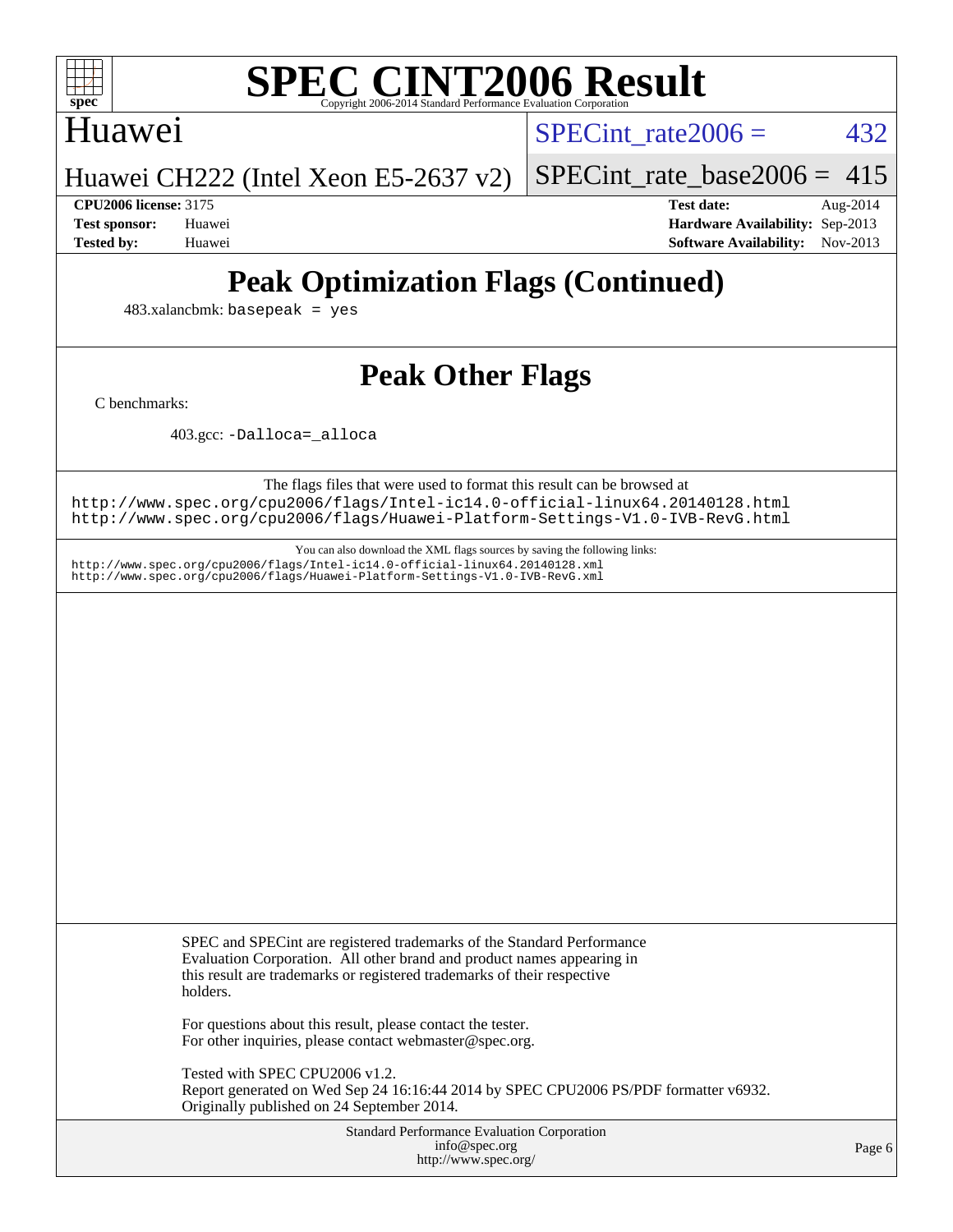# Peak Optimization Flags (Continued)

483.xalancbmk: basepeak = yes

# Peak Other Flags

C benchmarks:

403.gcc: -Dalloca=_alloca

The flags files that were used to format this result can be browsed at
http://www.spec.org/cpu2006/flags/Intel-ic14.0-official-linux64.20140128.html
http://www.spec.org/cpu2006/flags/Huawei-Platform-Settings-V1.0-IVB-RevG.html

You can also download the XML flags sources by saving the following links:
http://www.spec.org/cpu2006/flags/Intel-ic14.0-official-linux64.20140128.xml
http://www.spec.org/cpu2006/flags/Huawei-Platform-Settings-V1.0-IVB-RevG.xml

SPEC and SPECint are registered trademarks of the Standard Performance Evaluation Corporation. All other brand and product names appearing in this result are trademarks or registered trademarks of their respective holders.

For questions about this result, please contact the tester.
For other inquiries, please contact webmaster@spec.org.

Tested with SPEC CPU2006 v1.2.
Report generated on Wed Sep 24 16:16:44 2014 by SPEC CPU2006 PS/PDF formatter v6932.
Originally published on 24 September 2014.